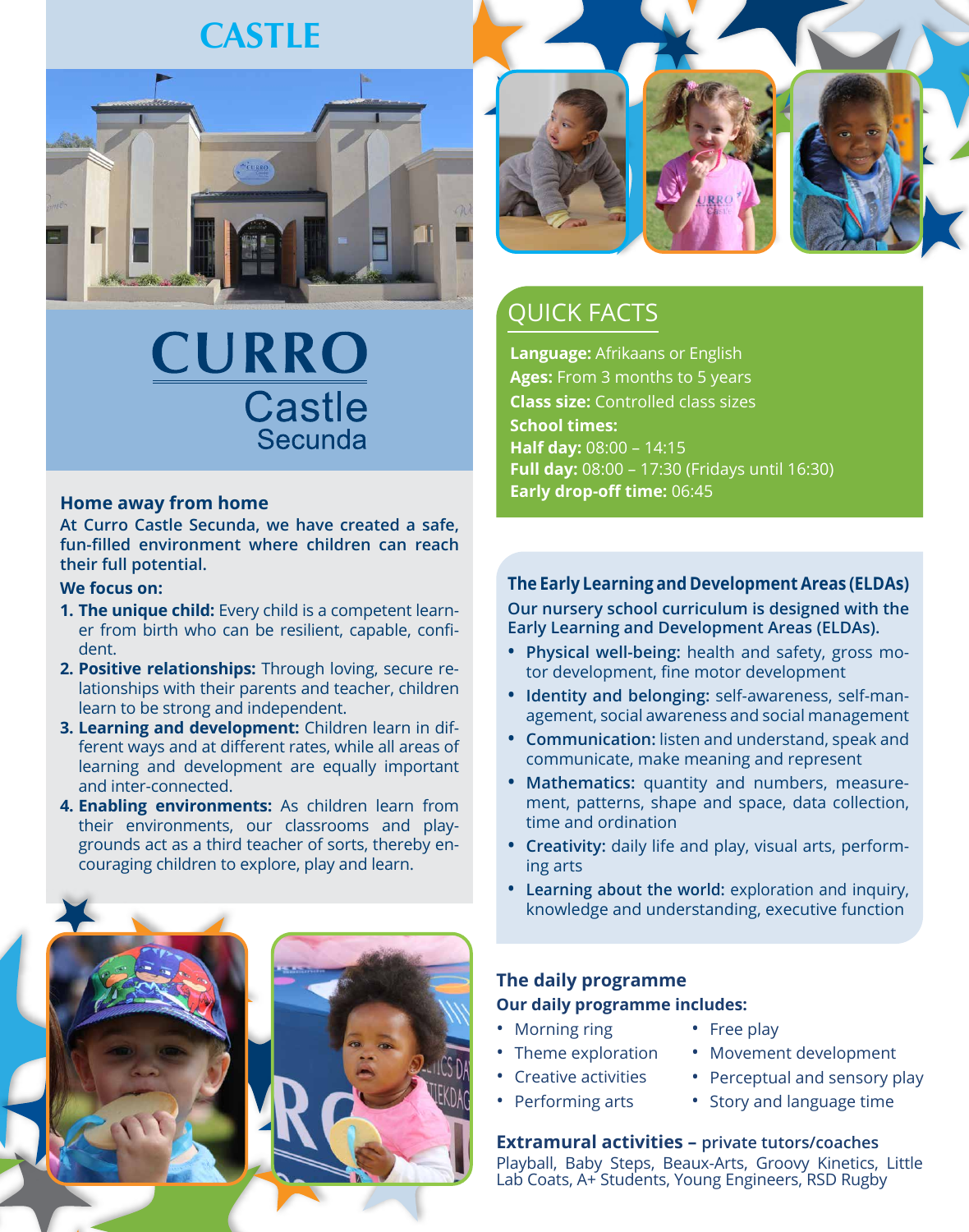# CASTLE

# CURRO
## Castle
### Secunda

### Home away from home

**At Curro Castle Secunda, we have created a safe, fun-filled environment where children can reach their full potential.**

**We focus on:**

1. **The unique child:** Every child is a competent learner from birth who can be resilient, capable, confident.
2. **Positive relationships:** Through loving, secure relationships with their parents and teacher, children learn to be strong and independent.
3. **Learning and development:** Children learn in different ways and at different rates, while all areas of learning and development are equally important and inter-connected.
4. **Enabling environments:** As children learn from their environments, our classrooms and playgrounds act as a third teacher of sorts, thereby encouraging children to explore, play and learn.

## QUICK FACTS

**Language:** Afrikaans or English
**Ages:** From 3 months to 5 years
**Class size:** Controlled class sizes
**School times:**
**Half day:** 08:00 – 14:15
**Full day:** 08:00 – 17:30 (Fridays until 16:30)
**Early drop-off time:** 06:45

### The Early Learning and Development Areas (ELDAs)

**Our nursery school curriculum is designed with the Early Learning and Development Areas (ELDAs).**

- **Physical well-being:** health and safety, gross motor development, fine motor development
- **Identity and belonging:** self-awareness, self-management, social awareness and social management
- **Communication:** listen and understand, speak and communicate, make meaning and represent
- **Mathematics:** quantity and numbers, measurement, patterns, shape and space, data collection, time and ordination
- **Creativity:** daily life and play, visual arts, performing arts
- **Learning about the world:** exploration and inquiry, knowledge and understanding, executive function

### The daily programme

**Our daily programme includes:**

- Morning ring
- Theme exploration
- Creative activities
- Performing arts
- Free play
- Movement development
- Perceptual and sensory play
- Story and language time

**Extramural activities – private tutors/coaches**

Playball, Baby Steps, Beaux-Arts, Groovy Kinetics, Little Lab Coats, A+ Students, Young Engineers, RSD Rugby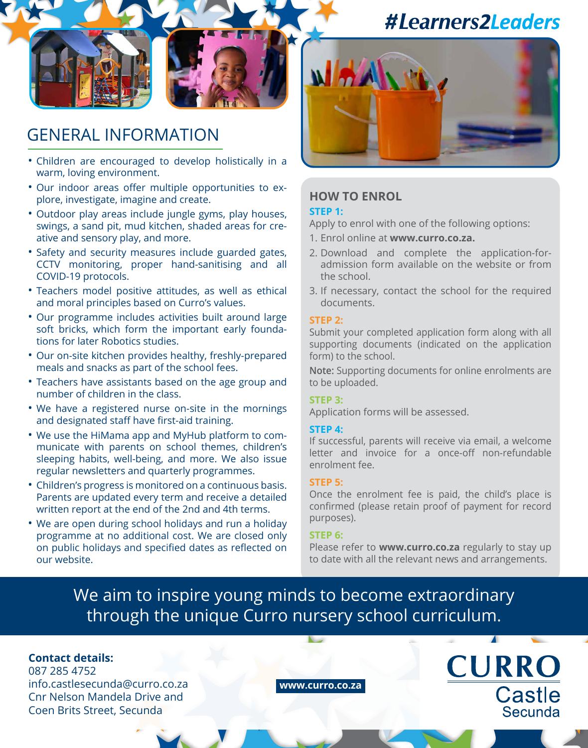#Learners2Leaders

## GENERAL INFORMATION

- Children are encouraged to develop holistically in a warm, loving environment.
- Our indoor areas offer multiple opportunities to explore, investigate, imagine and create.
- Outdoor play areas include jungle gyms, play houses, swings, a sand pit, mud kitchen, shaded areas for creative and sensory play, and more.
- Safety and security measures include guarded gates, CCTV monitoring, proper hand-sanitising and all COVID-19 protocols.
- Teachers model positive attitudes, as well as ethical and moral principles based on Curro's values.
- Our programme includes activities built around large soft bricks, which form the important early foundations for later Robotics studies.
- Our on-site kitchen provides healthy, freshly-prepared meals and snacks as part of the school fees.
- Teachers have assistants based on the age group and number of children in the class.
- We have a registered nurse on-site in the mornings and designated staff have first-aid training.
- We use the HiMama app and MyHub platform to communicate with parents on school themes, children's sleeping habits, well-being, and more. We also issue regular newsletters and quarterly programmes.
- Children's progress is monitored on a continuous basis. Parents are updated every term and receive a detailed written report at the end of the 2nd and 4th terms.
- We are open during school holidays and run a holiday programme at no additional cost. We are closed only on public holidays and specified dates as reflected on our website.

## HOW TO ENROL

**STEP 1:**

Apply to enrol with one of the following options:

1. Enrol online at **www.curro.co.za.**
2. Download and complete the application-for-admission form available on the website or from the school.
3. If necessary, contact the school for the required documents.

**STEP 2:**

Submit your completed application form along with all supporting documents (indicated on the application form) to the school.

**Note:** Supporting documents for online enrolments are to be uploaded.

**STEP 3:**

Application forms will be assessed.

**STEP 4:**

If successful, parents will receive via email, a welcome letter and invoice for a once-off non-refundable enrolment fee.

**STEP 5:**

Once the enrolment fee is paid, the child's place is confirmed (please retain proof of payment for record purposes).

**STEP 6:**

Please refer to **www.curro.co.za** regularly to stay up to date with all the relevant news and arrangements.

We aim to inspire young minds to become extraordinary through the unique Curro nursery school curriculum.

**Contact details:**
087 285 4752
info.castlesecunda@curro.co.za
Cnr Nelson Mandela Drive and
Coen Brits Street, Secunda

www.curro.co.za

CURRO
Castle
Secunda